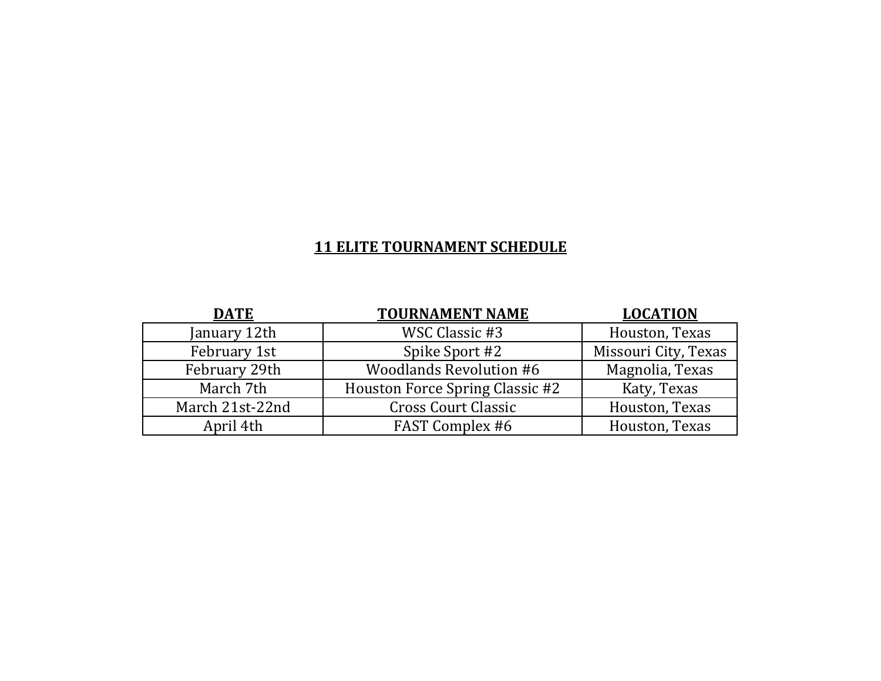# 11 ELITE TOURNAMENT SCHEDULE

| DATE | TOURNAMENT NAME | LOCATION |
|---|---|---|
| January 12th | WSC Classic #3 | Houston, Texas |
| February 1st | Spike Sport #2 | Missouri City, Texas |
| February 29th | Woodlands Revolution #6 | Magnolia, Texas |
| March 7th | Houston Force Spring Classic #2 | Katy, Texas |
| March 21st-22nd | Cross Court Classic | Houston, Texas |
| April 4th | FAST Complex #6 | Houston, Texas |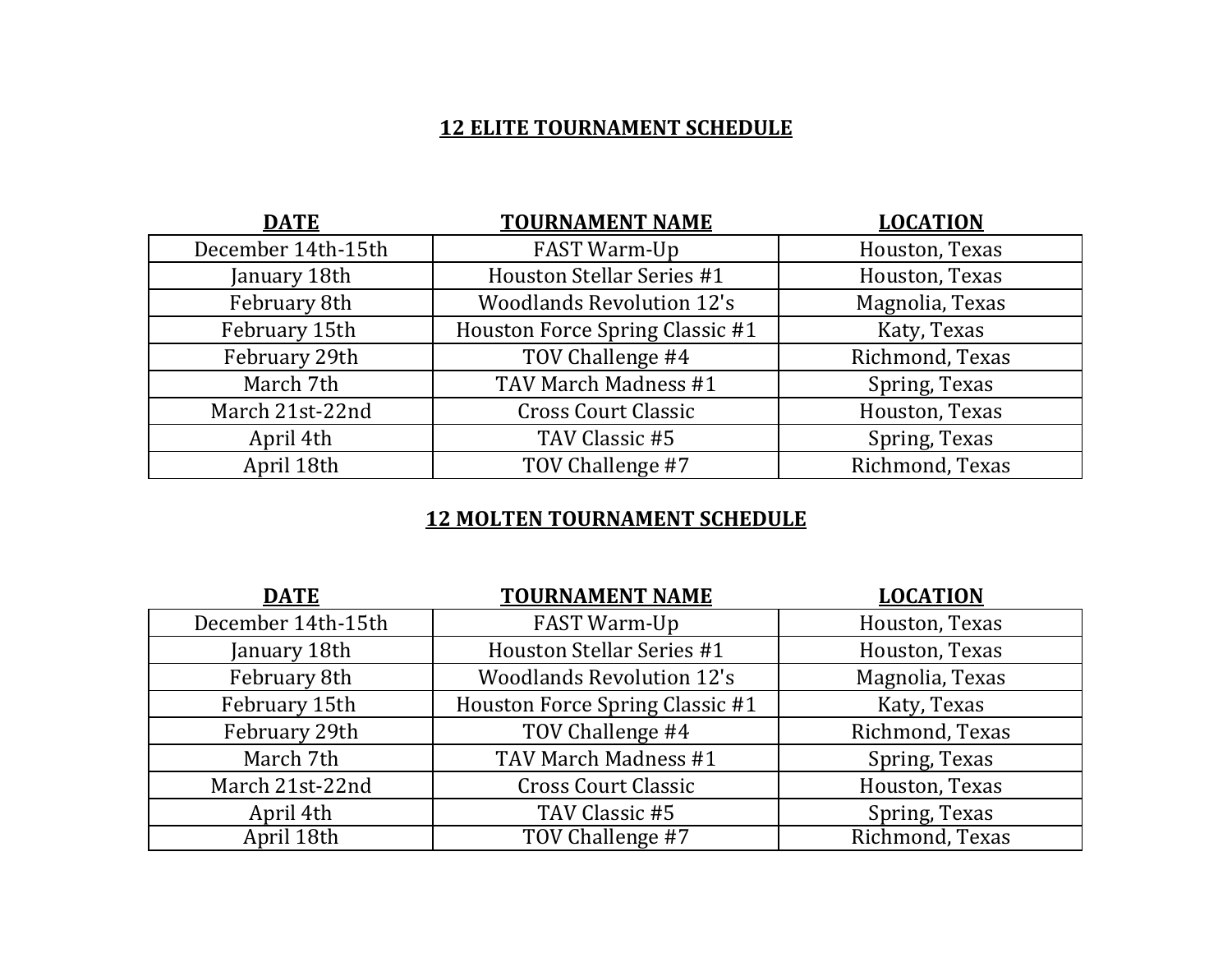## 12 ELITE TOURNAMENT SCHEDULE

| DATE | TOURNAMENT NAME | LOCATION |
|---|---|---|
| December 14th-15th | FAST Warm-Up | Houston, Texas |
| January 18th | Houston Stellar Series #1 | Houston, Texas |
| February 8th | Woodlands Revolution 12's | Magnolia, Texas |
| February 15th | Houston Force Spring Classic #1 | Katy, Texas |
| February 29th | TOV Challenge #4 | Richmond, Texas |
| March 7th | TAV March Madness #1 | Spring, Texas |
| March 21st-22nd | Cross Court Classic | Houston, Texas |
| April 4th | TAV Classic #5 | Spring, Texas |
| April 18th | TOV Challenge #7 | Richmond, Texas |

## 12 MOLTEN TOURNAMENT SCHEDULE

| DATE | TOURNAMENT NAME | LOCATION |
|---|---|---|
| December 14th-15th | FAST Warm-Up | Houston, Texas |
| January 18th | Houston Stellar Series #1 | Houston, Texas |
| February 8th | Woodlands Revolution 12's | Magnolia, Texas |
| February 15th | Houston Force Spring Classic #1 | Katy, Texas |
| February 29th | TOV Challenge #4 | Richmond, Texas |
| March 7th | TAV March Madness #1 | Spring, Texas |
| March 21st-22nd | Cross Court Classic | Houston, Texas |
| April 4th | TAV Classic #5 | Spring, Texas |
| April 18th | TOV Challenge #7 | Richmond, Texas |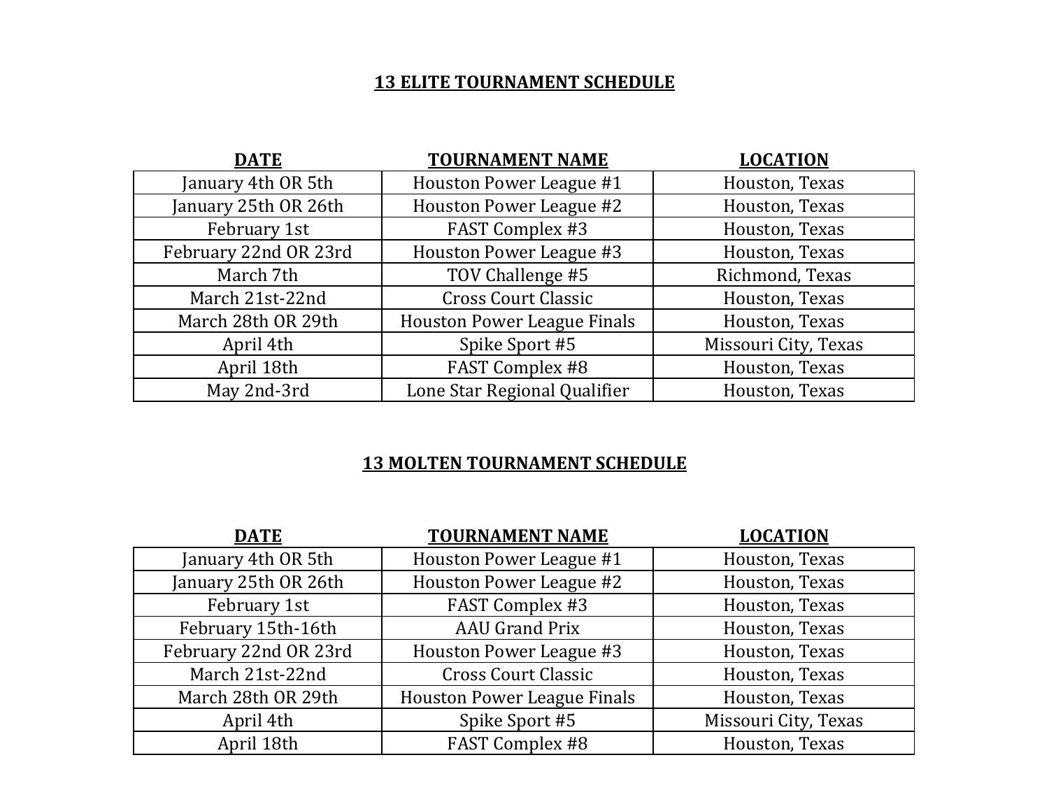## 13 ELITE TOURNAMENT SCHEDULE

| DATE | TOURNAMENT NAME | LOCATION |
| --- | --- | --- |
| January 4th OR 5th | Houston Power League #1 | Houston, Texas |
| January 25th OR 26th | Houston Power League #2 | Houston, Texas |
| February 1st | FAST Complex #3 | Houston, Texas |
| February 22nd OR 23rd | Houston Power League #3 | Houston, Texas |
| March 7th | TOV Challenge #5 | Richmond, Texas |
| March 21st-22nd | Cross Court Classic | Houston, Texas |
| March 28th OR 29th | Houston Power League Finals | Houston, Texas |
| April 4th | Spike Sport #5 | Missouri City, Texas |
| April 18th | FAST Complex #8 | Houston, Texas |
| May 2nd-3rd | Lone Star Regional Qualifier | Houston, Texas |

## 13 MOLTEN TOURNAMENT SCHEDULE

| DATE | TOURNAMENT NAME | LOCATION |
| --- | --- | --- |
| January 4th OR 5th | Houston Power League #1 | Houston, Texas |
| January 25th OR 26th | Houston Power League #2 | Houston, Texas |
| February 1st | FAST Complex #3 | Houston, Texas |
| February 15th-16th | AAU Grand Prix | Houston, Texas |
| February 22nd OR 23rd | Houston Power League #3 | Houston, Texas |
| March 21st-22nd | Cross Court Classic | Houston, Texas |
| March 28th OR 29th | Houston Power League Finals | Houston, Texas |
| April 4th | Spike Sport #5 | Missouri City, Texas |
| April 18th | FAST Complex #8 | Houston, Texas |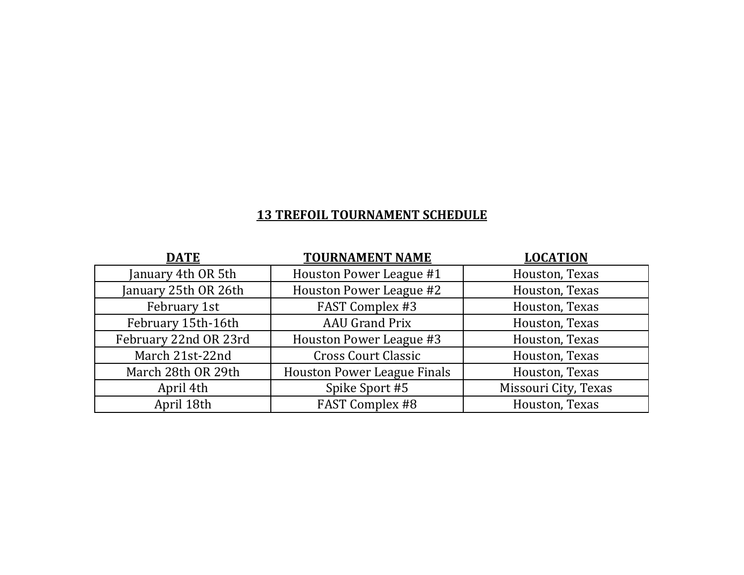## 13 TREFOIL TOURNAMENT SCHEDULE

| DATE | TOURNAMENT NAME | LOCATION |
|---|---|---|
| January 4th OR 5th | Houston Power League #1 | Houston, Texas |
| January 25th OR 26th | Houston Power League #2 | Houston, Texas |
| February 1st | FAST Complex #3 | Houston, Texas |
| February 15th-16th | AAU Grand Prix | Houston, Texas |
| February 22nd OR 23rd | Houston Power League #3 | Houston, Texas |
| March 21st-22nd | Cross Court Classic | Houston, Texas |
| March 28th OR 29th | Houston Power League Finals | Houston, Texas |
| April 4th | Spike Sport #5 | Missouri City, Texas |
| April 18th | FAST Complex #8 | Houston, Texas |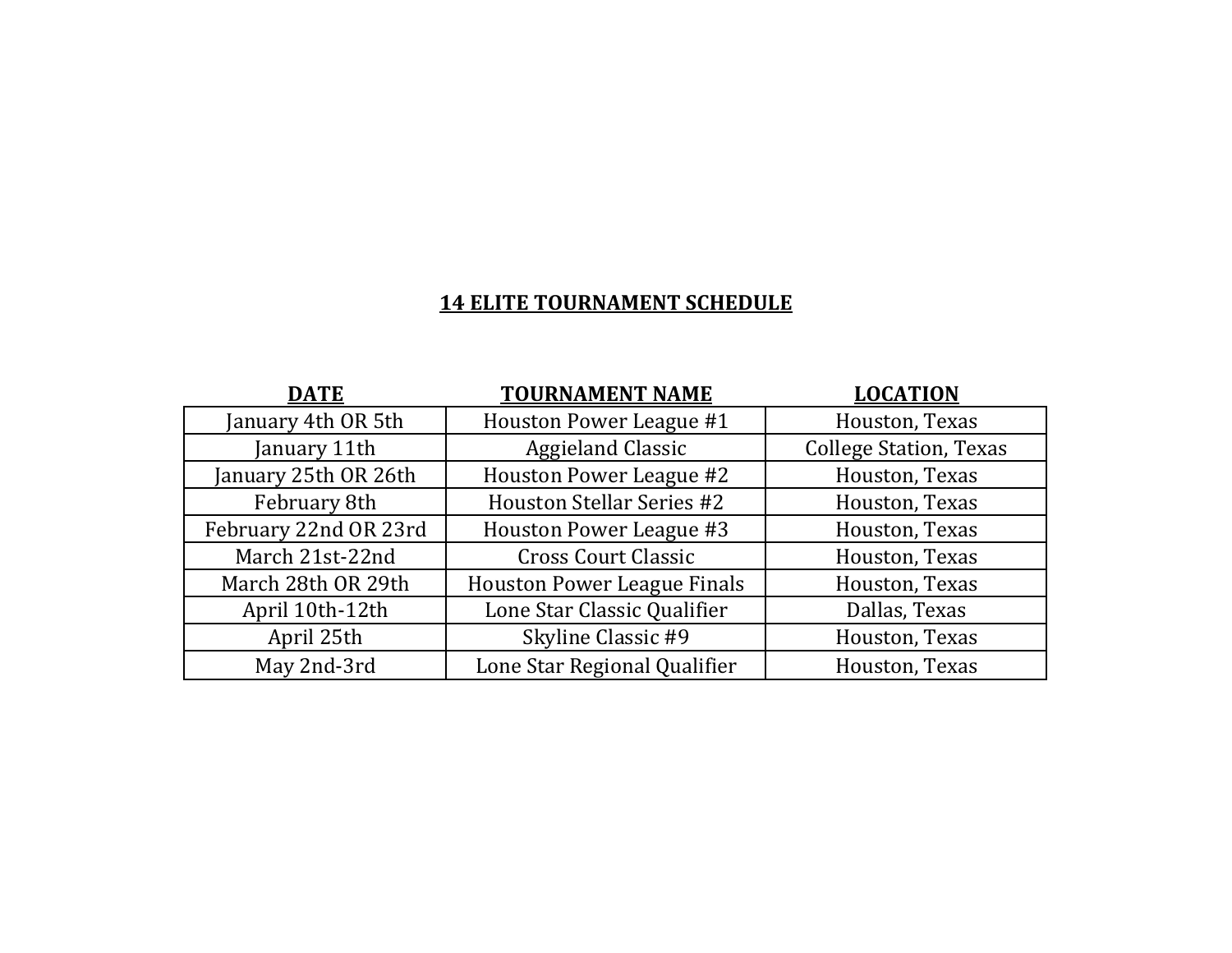# 14 ELITE TOURNAMENT SCHEDULE

| DATE | TOURNAMENT NAME | LOCATION |
|---|---|---|
| January 4th OR 5th | Houston Power League #1 | Houston, Texas |
| January 11th | Aggieland Classic | College Station, Texas |
| January 25th OR 26th | Houston Power League #2 | Houston, Texas |
| February 8th | Houston Stellar Series #2 | Houston, Texas |
| February 22nd OR 23rd | Houston Power League #3 | Houston, Texas |
| March 21st-22nd | Cross Court Classic | Houston, Texas |
| March 28th OR 29th | Houston Power League Finals | Houston, Texas |
| April 10th-12th | Lone Star Classic Qualifier | Dallas, Texas |
| April 25th | Skyline Classic #9 | Houston, Texas |
| May 2nd-3rd | Lone Star Regional Qualifier | Houston, Texas |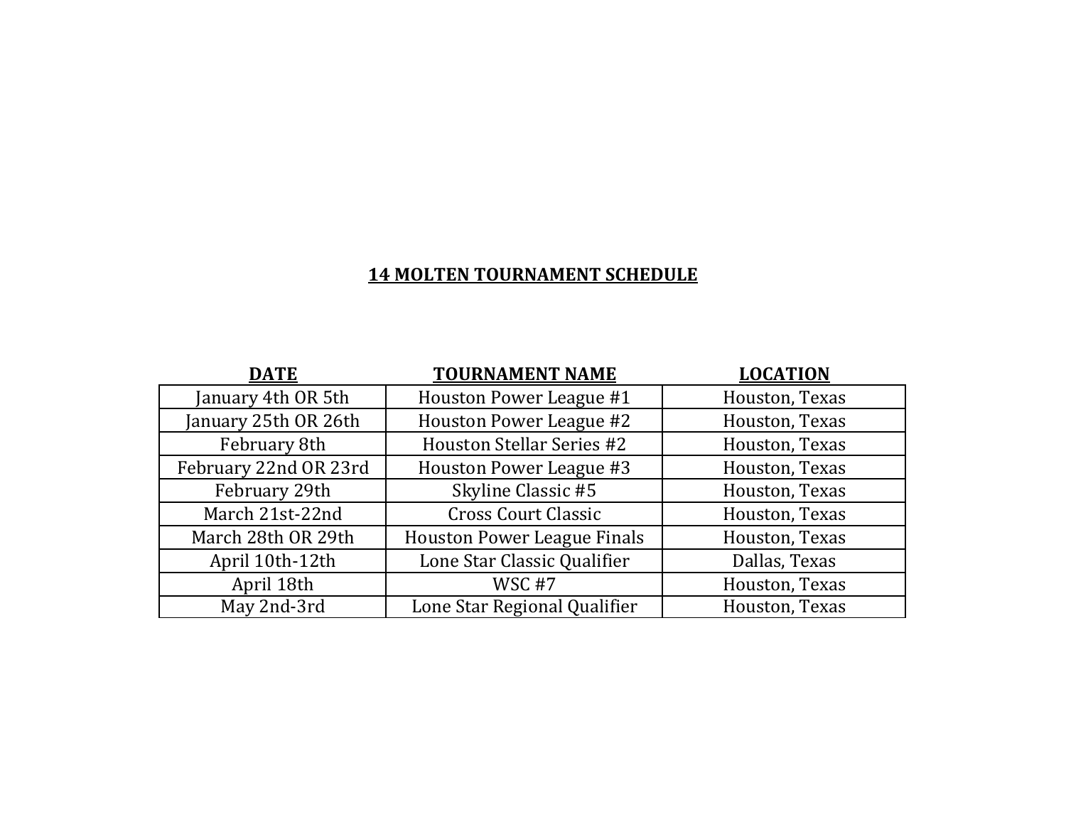# 14 MOLTEN TOURNAMENT SCHEDULE

| DATE | TOURNAMENT NAME | LOCATION |
|---|---|---|
| January 4th OR 5th | Houston Power League #1 | Houston, Texas |
| January 25th OR 26th | Houston Power League #2 | Houston, Texas |
| February 8th | Houston Stellar Series #2 | Houston, Texas |
| February 22nd OR 23rd | Houston Power League #3 | Houston, Texas |
| February 29th | Skyline Classic #5 | Houston, Texas |
| March 21st-22nd | Cross Court Classic | Houston, Texas |
| March 28th OR 29th | Houston Power League Finals | Houston, Texas |
| April 10th-12th | Lone Star Classic Qualifier | Dallas, Texas |
| April 18th | WSC #7 | Houston, Texas |
| May 2nd-3rd | Lone Star Regional Qualifier | Houston, Texas |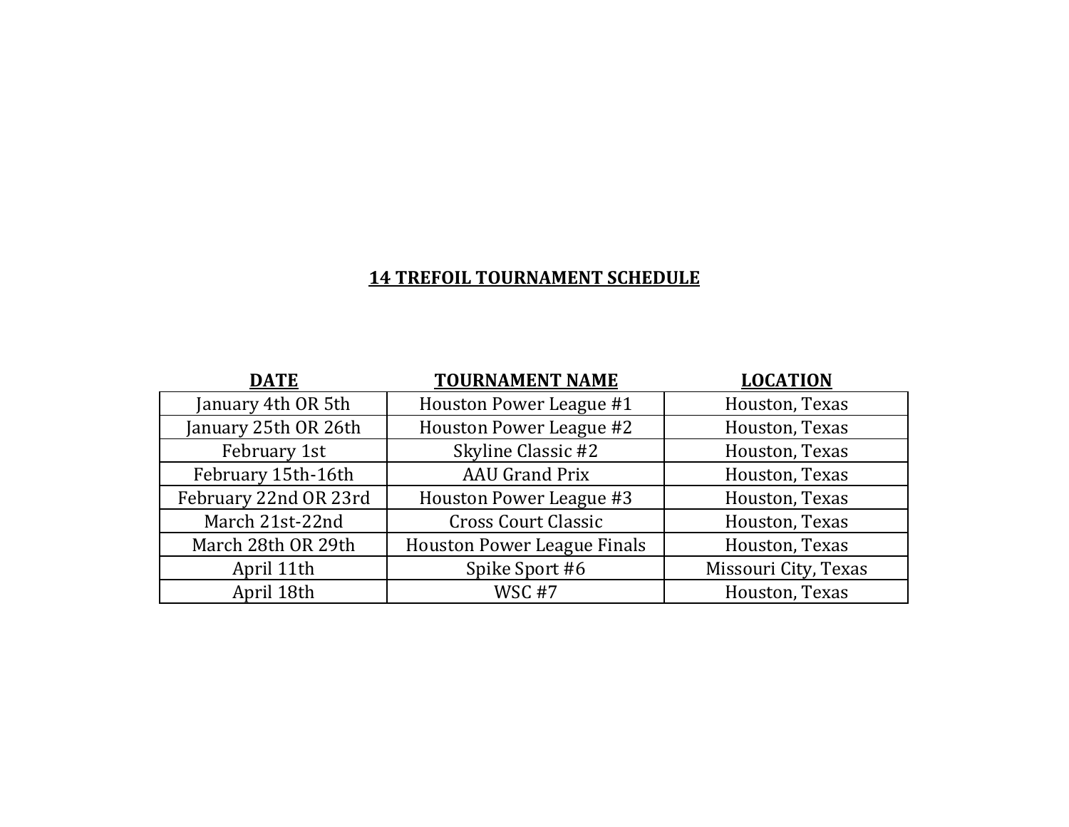# 14 TREFOIL TOURNAMENT SCHEDULE

| DATE | TOURNAMENT NAME | LOCATION |
|---|---|---|
| January 4th OR 5th | Houston Power League #1 | Houston, Texas |
| January 25th OR 26th | Houston Power League #2 | Houston, Texas |
| February 1st | Skyline Classic #2 | Houston, Texas |
| February 15th-16th | AAU Grand Prix | Houston, Texas |
| February 22nd OR 23rd | Houston Power League #3 | Houston, Texas |
| March 21st-22nd | Cross Court Classic | Houston, Texas |
| March 28th OR 29th | Houston Power League Finals | Houston, Texas |
| April 11th | Spike Sport #6 | Missouri City, Texas |
| April 18th | WSC #7 | Houston, Texas |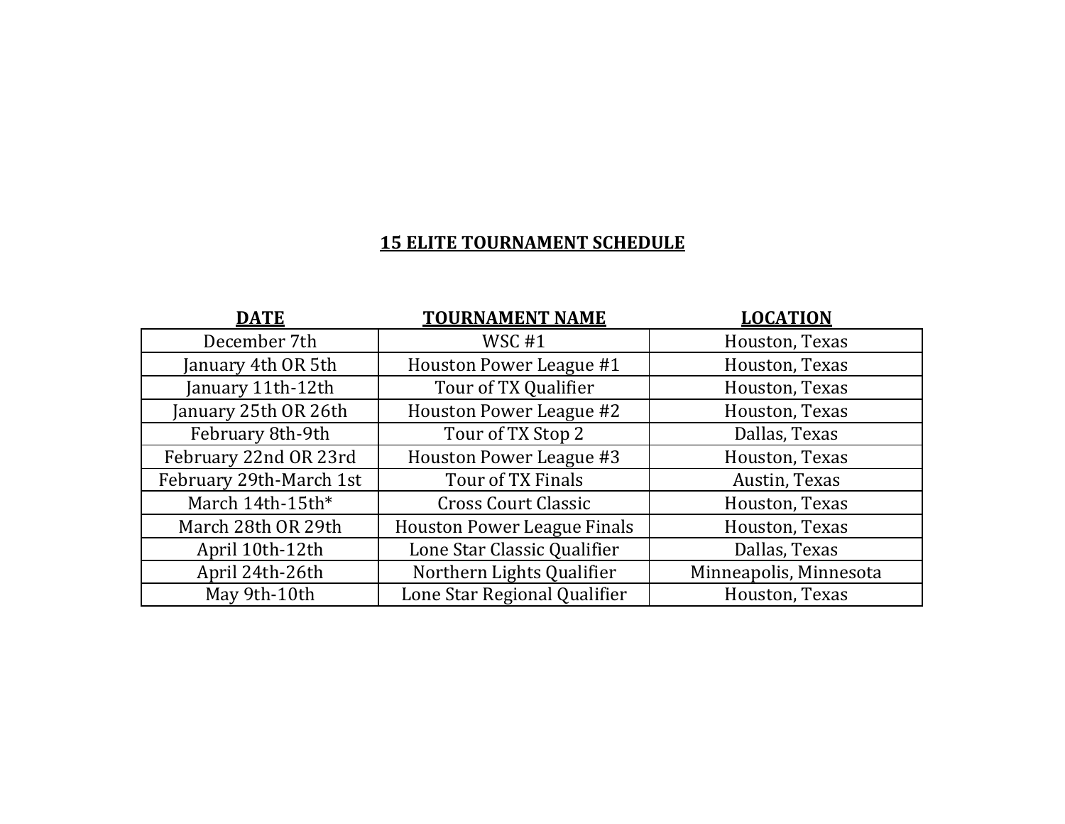# 15 ELITE TOURNAMENT SCHEDULE

| DATE | TOURNAMENT NAME | LOCATION |
|---|---|---|
| December 7th | WSC #1 | Houston, Texas |
| January 4th OR 5th | Houston Power League #1 | Houston, Texas |
| January 11th-12th | Tour of TX Qualifier | Houston, Texas |
| January 25th OR 26th | Houston Power League #2 | Houston, Texas |
| February 8th-9th | Tour of TX Stop 2 | Dallas, Texas |
| February 22nd OR 23rd | Houston Power League #3 | Houston, Texas |
| February 29th-March 1st | Tour of TX Finals | Austin, Texas |
| March 14th-15th* | Cross Court Classic | Houston, Texas |
| March 28th OR 29th | Houston Power League Finals | Houston, Texas |
| April 10th-12th | Lone Star Classic Qualifier | Dallas, Texas |
| April 24th-26th | Northern Lights Qualifier | Minneapolis, Minnesota |
| May 9th-10th | Lone Star Regional Qualifier | Houston, Texas |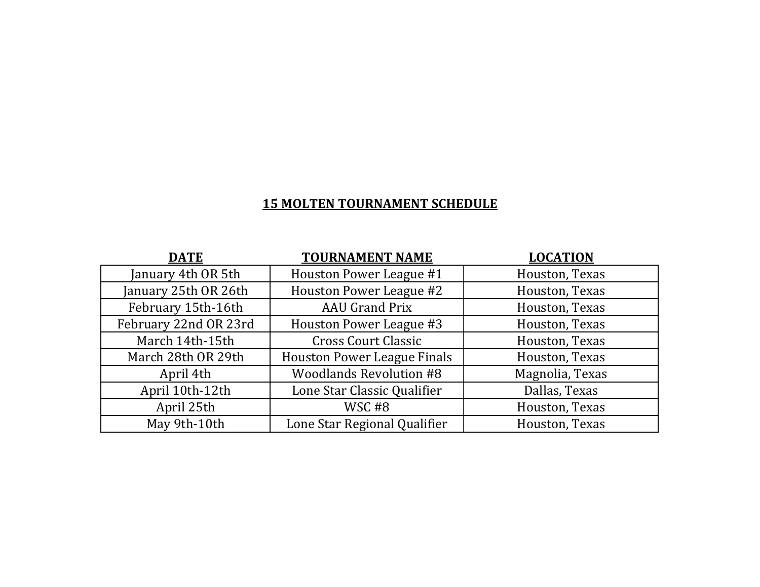## 15 MOLTEN TOURNAMENT SCHEDULE

| DATE | TOURNAMENT NAME | LOCATION |
|---|---|---|
| January 4th OR 5th | Houston Power League #1 | Houston, Texas |
| January 25th OR 26th | Houston Power League #2 | Houston, Texas |
| February 15th-16th | AAU Grand Prix | Houston, Texas |
| February 22nd OR 23rd | Houston Power League #3 | Houston, Texas |
| March 14th-15th | Cross Court Classic | Houston, Texas |
| March 28th OR 29th | Houston Power League Finals | Houston, Texas |
| April 4th | Woodlands Revolution #8 | Magnolia, Texas |
| April 10th-12th | Lone Star Classic Qualifier | Dallas, Texas |
| April 25th | WSC #8 | Houston, Texas |
| May 9th-10th | Lone Star Regional Qualifier | Houston, Texas |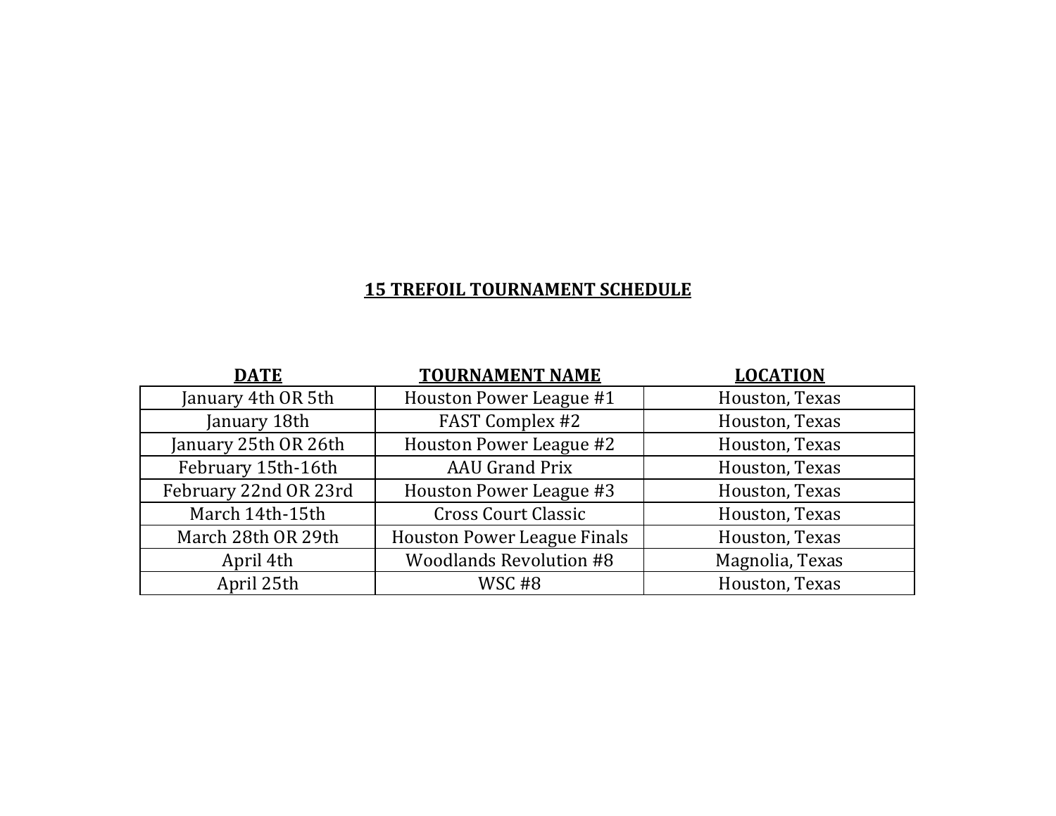## 15 TREFOIL TOURNAMENT SCHEDULE

| DATE | TOURNAMENT NAME | LOCATION |
|---|---|---|
| January 4th OR 5th | Houston Power League #1 | Houston, Texas |
| January 18th | FAST Complex #2 | Houston, Texas |
| January 25th OR 26th | Houston Power League #2 | Houston, Texas |
| February 15th-16th | AAU Grand Prix | Houston, Texas |
| February 22nd OR 23rd | Houston Power League #3 | Houston, Texas |
| March 14th-15th | Cross Court Classic | Houston, Texas |
| March 28th OR 29th | Houston Power League Finals | Houston, Texas |
| April 4th | Woodlands Revolution #8 | Magnolia, Texas |
| April 25th | WSC #8 | Houston, Texas |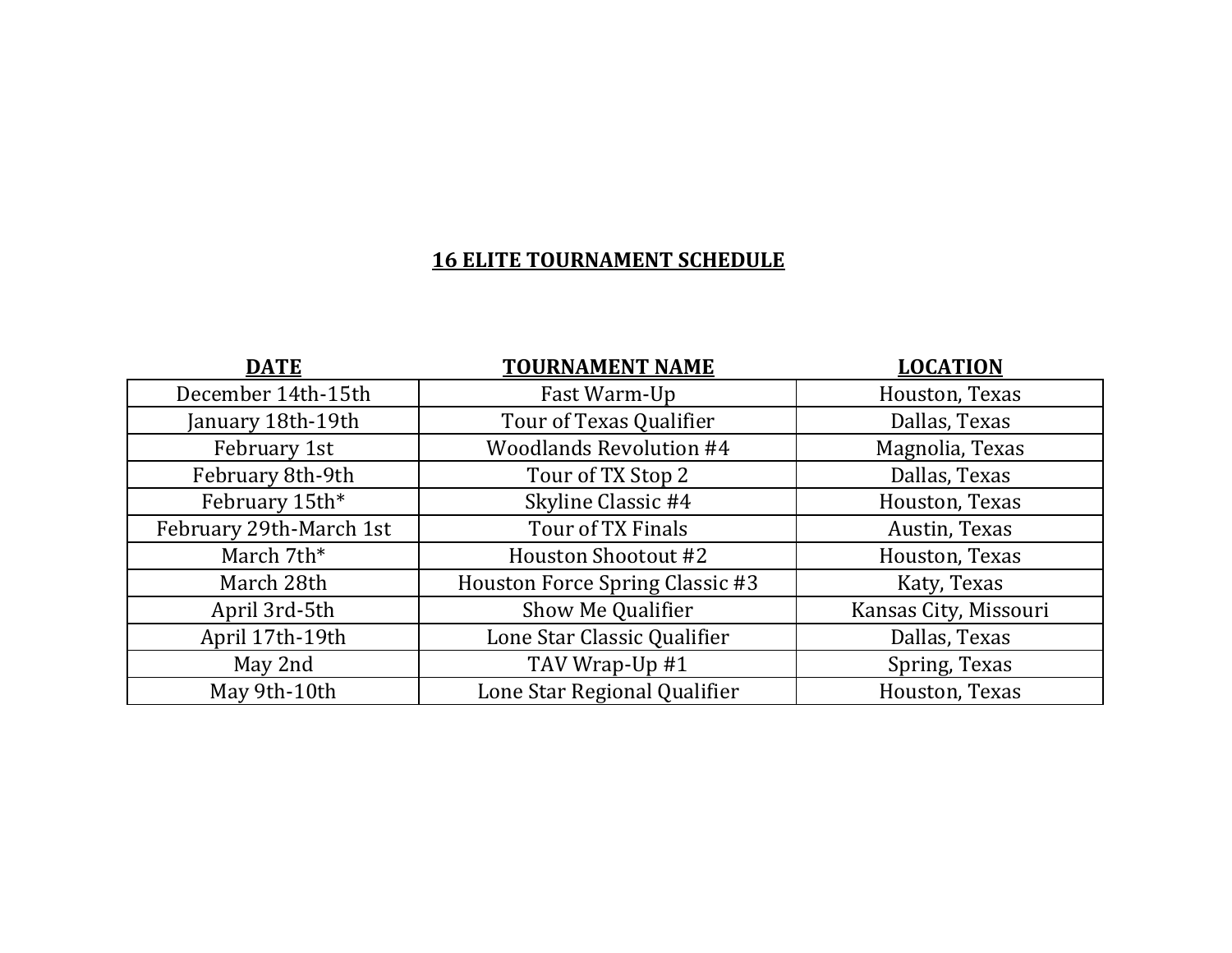## 16 ELITE TOURNAMENT SCHEDULE

| DATE | TOURNAMENT NAME | LOCATION |
|---|---|---|
| December 14th-15th | Fast Warm-Up | Houston, Texas |
| January 18th-19th | Tour of Texas Qualifier | Dallas, Texas |
| February 1st | Woodlands Revolution #4 | Magnolia, Texas |
| February 8th-9th | Tour of TX Stop 2 | Dallas, Texas |
| February 15th* | Skyline Classic #4 | Houston, Texas |
| February 29th-March 1st | Tour of TX Finals | Austin, Texas |
| March 7th* | Houston Shootout #2 | Houston, Texas |
| March 28th | Houston Force Spring Classic #3 | Katy, Texas |
| April 3rd-5th | Show Me Qualifier | Kansas City, Missouri |
| April 17th-19th | Lone Star Classic Qualifier | Dallas, Texas |
| May 2nd | TAV Wrap-Up #1 | Spring, Texas |
| May 9th-10th | Lone Star Regional Qualifier | Houston, Texas |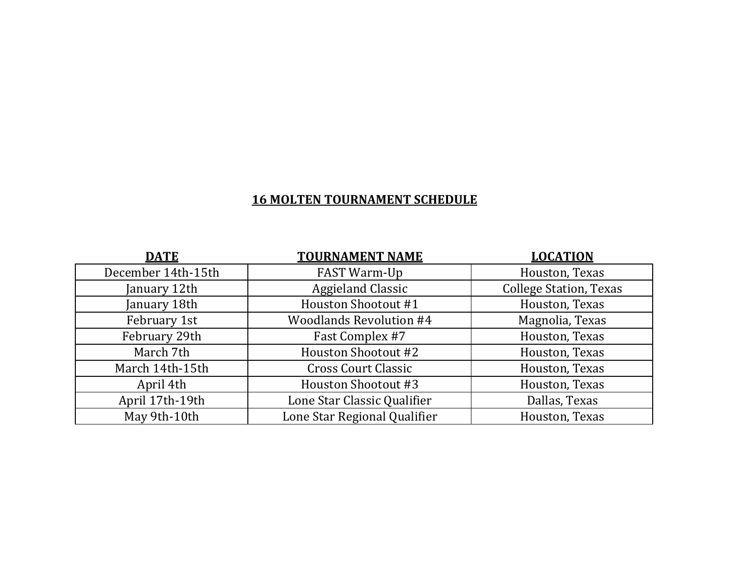**16 MOLTEN TOURNAMENT SCHEDULE**

| DATE | TOURNAMENT NAME | LOCATION |
| --- | --- | --- |
| December 14th-15th | FAST Warm-Up | Houston, Texas |
| January 12th | Aggieland Classic | College Station, Texas |
| January 18th | Houston Shootout #1 | Houston, Texas |
| February 1st | Woodlands Revolution #4 | Magnolia, Texas |
| February 29th | Fast Complex #7 | Houston, Texas |
| March 7th | Houston Shootout #2 | Houston, Texas |
| March 14th-15th | Cross Court Classic | Houston, Texas |
| April 4th | Houston Shootout #3 | Houston, Texas |
| April 17th-19th | Lone Star Classic Qualifier | Dallas, Texas |
| May 9th-10th | Lone Star Regional Qualifier | Houston, Texas |